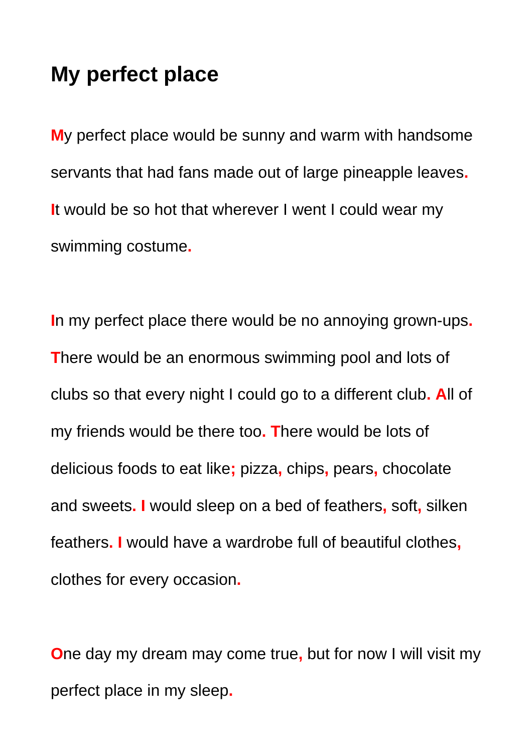# My perfect place

My perfect place would be sunny and warm with handsome servants that had fans made out of large pineapple leaves. It would be so hot that wherever I went I could wear my swimming costume.

In my perfect place there would be no annoying grown-ups. There would be an enormous swimming pool and lots of clubs so that every night I could go to a different club. All of my friends would be there too. There would be lots of delicious foods to eat like; pizza, chips, pears, chocolate and sweets. I would sleep on a bed of feathers, soft, silken feathers. I would have a wardrobe full of beautiful clothes, clothes for every occasion.

One day my dream may come true, but for now I will visit my perfect place in my sleep.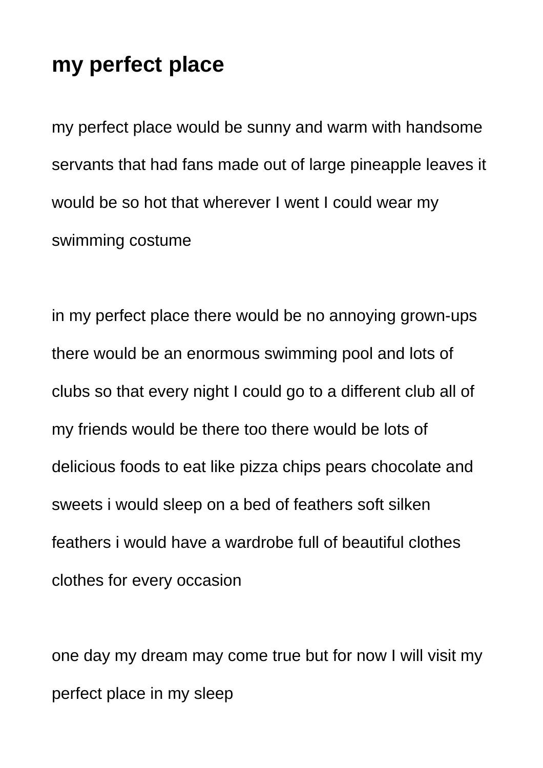# my perfect place

my perfect place would be sunny and warm with handsome servants that had fans made out of large pineapple leaves it would be so hot that wherever I went I could wear my swimming costume

in my perfect place there would be no annoying grown-ups there would be an enormous swimming pool and lots of clubs so that every night I could go to a different club all of my friends would be there too there would be lots of delicious foods to eat like pizza chips pears chocolate and sweets i would sleep on a bed of feathers soft silken feathers i would have a wardrobe full of beautiful clothes clothes for every occasion

one day my dream may come true but for now I will visit my perfect place in my sleep